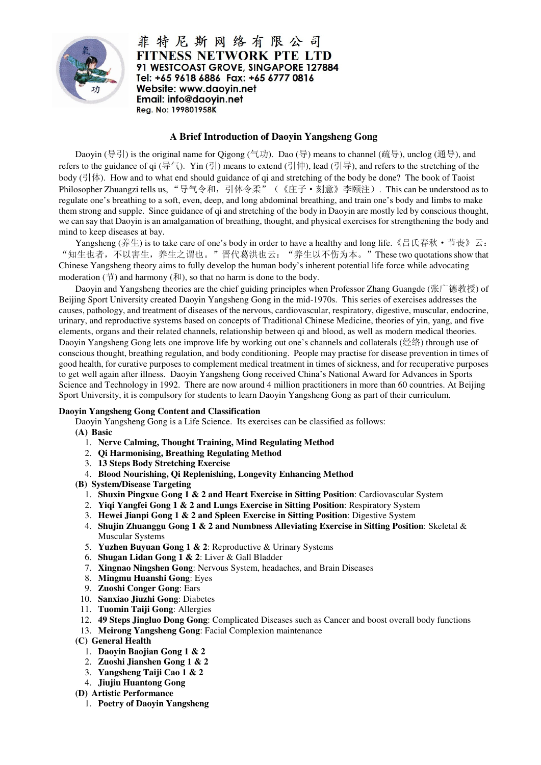菲特尼斯网络有限公司
**FITNESS NETWORK PTE LTD**
91 WESTCOAST GROVE, SINGAPORE 127884
Tel: +65 9618 6886 Fax: +65 6777 0816
Website: www.daoyin.net
Email: info@daoyin.net
Reg. No: 199801958K

# A Brief Introduction of Daoyin Yangsheng Gong

Daoyin (导引) is the original name for Qigong (气功). Dao (导) means to channel (疏导), unclog (通导), and refers to the guidance of qi (导气). Yin (引) means to extend (引伸), lead (引导), and refers to the stretching of the body (引体). How and to what end should guidance of qi and stretching of the body be done? The book of Taoist Philosopher Zhuangzi tells us, "导气令和，引体令柔"（《庄子・刻意》李颐注）. This can be understood as to regulate one's breathing to a soft, even, deep, and long abdominal breathing, and train one's body and limbs to make them strong and supple. Since guidance of qi and stretching of the body in Daoyin are mostly led by conscious thought, we can say that Daoyin is an amalgamation of breathing, thought, and physical exercises for strengthening the body and mind to keep diseases at bay.

Yangsheng (养生) is to take care of one's body in order to have a healthy and long life.《吕氏春秋・节丧》云："知生也者，不以害生，养生之谓也。"晋代葛洪也云："养生以不伤为本。" These two quotations show that Chinese Yangsheng theory aims to fully develop the human body's inherent potential life force while advocating moderation (节) and harmony (和), so that no harm is done to the body.

Daoyin and Yangsheng theories are the chief guiding principles when Professor Zhang Guangde (张广德教授) of Beijing Sport University created Daoyin Yangsheng Gong in the mid-1970s. This series of exercises addresses the causes, pathology, and treatment of diseases of the nervous, cardiovascular, respiratory, digestive, muscular, endocrine, urinary, and reproductive systems based on concepts of Traditional Chinese Medicine, theories of yin, yang, and five elements, organs and their related channels, relationship between qi and blood, as well as modern medical theories. Daoyin Yangsheng Gong lets one improve life by working out one's channels and collaterals (经络) through use of conscious thought, breathing regulation, and body conditioning. People may practise for disease prevention in times of good health, for curative purposes to complement medical treatment in times of sickness, and for recuperative purposes to get well again after illness. Daoyin Yangsheng Gong received China's National Award for Advances in Sports Science and Technology in 1992. There are now around 4 million practitioners in more than 60 countries. At Beijing Sport University, it is compulsory for students to learn Daoyin Yangsheng Gong as part of their curriculum.

**Daoyin Yangsheng Gong Content and Classification**

Daoyin Yangsheng Gong is a Life Science. Its exercises can be classified as follows:

**(A) Basic**

1. **Nerve Calming, Thought Training, Mind Regulating Method**
2. **Qi Harmonising, Breathing Regulating Method**
3. **13 Steps Body Stretching Exercise**
4. **Blood Nourishing, Qi Replenishing, Longevity Enhancing Method**

**(B) System/Disease Targeting**

1. **Shuxin Pingxue Gong 1 & 2 and Heart Exercise in Sitting Position**: Cardiovascular System
2. **Yiqi Yangfei Gong 1 & 2 and Lungs Exercise in Sitting Position**: Respiratory System
3. **Hewei Jianpi Gong 1 & 2 and Spleen Exercise in Sitting Position**: Digestive System
4. **Shujin Zhuanggu Gong 1 & 2 and Numbness Alleviating Exercise in Sitting Position**: Skeletal & Muscular Systems
5. **Yuzhen Buyuan Gong 1 & 2**: Reproductive & Urinary Systems
6. **Shugan Lidan Gong 1 & 2**: Liver & Gall Bladder
7. **Xingnao Ningshen Gong**: Nervous System, headaches, and Brain Diseases
8. **Mingmu Huanshi Gong**: Eyes
9. **Zuoshi Conger Gong**: Ears
10. **Sanxiao Jiuzhi Gong**: Diabetes
11. **Tuomin Taiji Gong**: Allergies
12. **49 Steps Jingluo Dong Gong**: Complicated Diseases such as Cancer and boost overall body functions
13. **Meirong Yangsheng Gong**: Facial Complexion maintenance

**(C) General Health**

1. **Daoyin Baojian Gong 1 & 2**
2. **Zuoshi Jianshen Gong 1 & 2**
3. **Yangsheng Taiji Cao 1 & 2**
4. **Jiujiu Huantong Gong**

**(D) Artistic Performance**

1. **Poetry of Daoyin Yangsheng**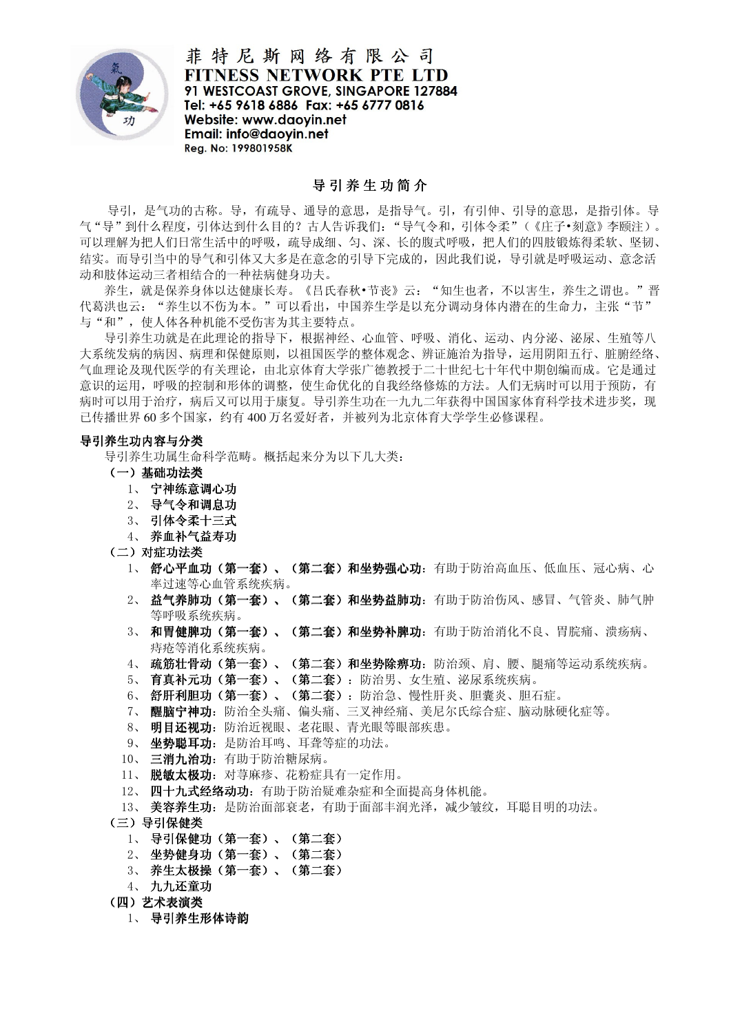**菲特尼斯网络有限公司**
**FITNESS NETWORK PTE LTD**
**91 WESTCOAST GROVE, SINGAPORE 127884**
**Tel: +65 9618 6886 Fax: +65 6777 0816**
**Website: www.daoyin.net**
**Email: info@daoyin.net**
Reg. No: 199801958K

## 导引养生功简介

导引，是气功的古称。导，有疏导、通导的意思，是指导气。引，有引伸、引导的意思，是指引体。导气"导"到什么程度，引体达到什么目的？古人告诉我们："导气令和，引体令柔"（《庄子•刻意》李颐注）。可以理解为把人们日常生活中的呼吸，疏导成细、匀、深、长的腹式呼吸，把人们的四肢锻炼得柔软、坚韧、结实。而导引当中的导气和引体又大多是在意念的引导下完成的，因此我们说，导引就是呼吸运动、意念活动和肢体运动三者相结合的一种袪病健身功夫。

养生，就是保养身体以达健康长寿。《吕氏春秋•节丧》云："知生也者，不以害生，养生之谓也。"晋代葛洪也云："养生以不伤为本。"可以看出，中国养生学是以充分调动身体内潜在的生命力，主张"节"与"和"，使人体各种机能不受伤害为其主要特点。

导引养生功就是在此理论的指导下，根据神经、心血管、呼吸、消化、运动、内分泌、泌尿、生殖等八大系统发病的病因、病理和保健原则，以祖国医学的整体观念、辨证施治为指导，运用阴阳五行、脏腑经络、气血理论及现代医学的有关理论，由北京体育大学张广德教授于二十世纪七十年代中期创编而成。它是通过意识的运用，呼吸的控制和形体的调整，使生命优化的自我经络修炼的方法。人们无病时可以用于预防，有病时可以用于治疗，病后又可以用于康复。导引养生功在一九九二年获得中国国家体育科学技术进步奖，现已传播世界 60 多个国家，约有 400 万名爱好者，并被列为北京体育大学学生必修课程。

### 导引养生功内容与分类

导引养生功属生命科学范畴。概括起来分为以下几大类：

**（一）基础功法类**

1、 **宁神练意调心功**
2、 **导气令和调息功**
3、 **引体令柔十三式**
4、 **养血补气益寿功**

**（二）对症功法类**

1、 **舒心平血功（第一套）、（第二套）和坐势强心功**：有助于防治高血压、低血压、冠心病、心率过速等心血管系统疾病。
2、 **益气养肺功（第一套）、（第二套）和坐势益肺功**：有助于防治伤风、感冒、气管炎、肺气肿等呼吸系统疾病。
3、 **和胃健脾功（第一套）、（第二套）和坐势补脾功**：有助于防治消化不良、胃脘痛、溃疡病、痔疮等消化系统疾病。
4、 **疏筋壮骨动（第一套）、（第二套）和坐势除痹功**：防治颈、肩、腰、腿痛等运动系统疾病。
5、 **育真补元功（第一套）、（第二套）**：防治男、女生殖、泌尿系统疾病。
6、 **舒肝利胆功（第一套）、（第二套）**：防治急、慢性肝炎、胆囊炎、胆石症。
7、 **醒脑宁神功**：防治全头痛、偏头痛、三叉神经痛、美尼尔氏综合症、脑动脉硬化症等。
8、 **明目还视功**：防治近视眼、老花眼、青光眼等眼部疾患。
9、 **坐势聪耳功**：是防治耳鸣、耳聋等症的功法。
10、 **三消九治功**：有助于防治糖尿病。
11、 **脱敏太极功**：对荨麻疹、花粉症具有一定作用。
12、 **四十九式经络动功**：有助于防治疑难杂症和全面提高身体机能。
13、 **美容养生功**：是防治面部衰老，有助于面部丰润光泽，减少皱纹，耳聪目明的功法。

**（三）导引保健类**

1、 **导引保健功（第一套）、（第二套）**
2、 **坐势健身功（第一套）、（第二套）**
3、 **养生太极操（第一套）、（第二套）**
4、 **九九还童功**

**（四）艺术表演类**

1、 **导引养生形体诗韵**